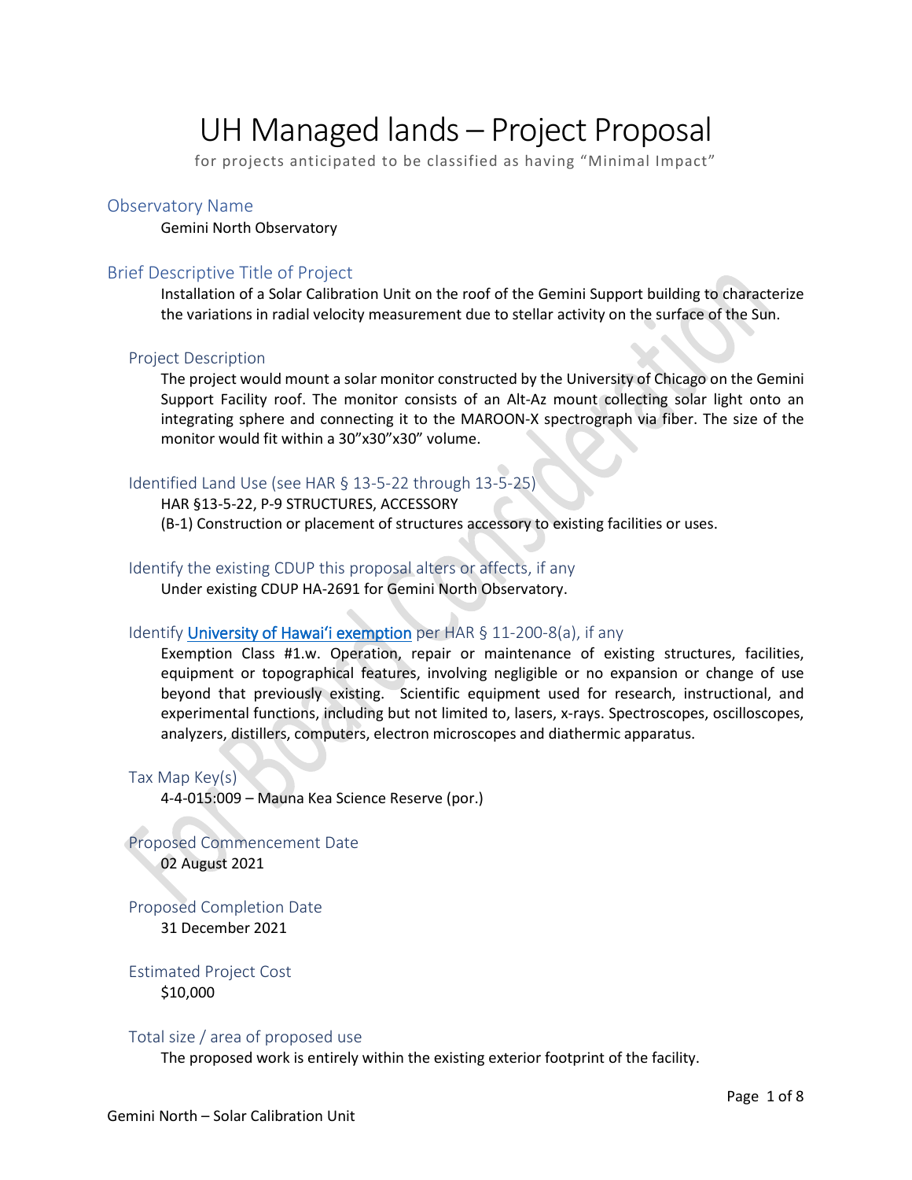# UH Managed lands – Project Proposal

for projects anticipated to be classified as having "Minimal Impact"

## Observatory Name

Gemini North Observatory

## Brief Descriptive Title of Project

Installation of a Solar Calibration Unit on the roof of the Gemini Support building to characterize the variations in radial velocity measurement due to stellar activity on the surface of the Sun.

### Project Description

The project would mount a solar monitor constructed by the University of Chicago on the Gemini Support Facility roof. The monitor consists of an Alt-Az mount collecting solar light onto an integrating sphere and connecting it to the MAROON-X spectrograph via fiber. The size of the monitor would fit within a 30"x30"x30" volume.

### Identified Land Use (see HAR § 13-5-22 through 13-5-25)

HAR §13-5-22, P-9 STRUCTURES, ACCESSORY

(B-1) Construction or placement of structures accessory to existing facilities or uses.

### Identify the existing CDUP this proposal alters or affects, if any

Under existing CDUP HA-2691 for Gemini North Observatory.

### Identify University of Hawaiʻi exemption per HAR § 11-200-8(a), if any

Exemption Class #1.w. Operation, repair or maintenance of existing structures, facilities, equipment or topographical features, involving negligible or no expansion or change of use beyond that previously existing. Scientific equipment used for research, instructional, and experimental functions, including but not limited to, lasers, x-rays. Spectroscopes, oscilloscopes, analyzers, distillers, computers, electron microscopes and diathermic apparatus.

### Tax Map Key(s)

4-4-015:009 – Mauna Kea Science Reserve (por.)

### Proposed Commencement Date

02 August 2021

### Proposed Completion Date

31 December 2021

### Estimated Project Cost

$10,000

### Total size / area of proposed use

The proposed work is entirely within the existing exterior footprint of the facility.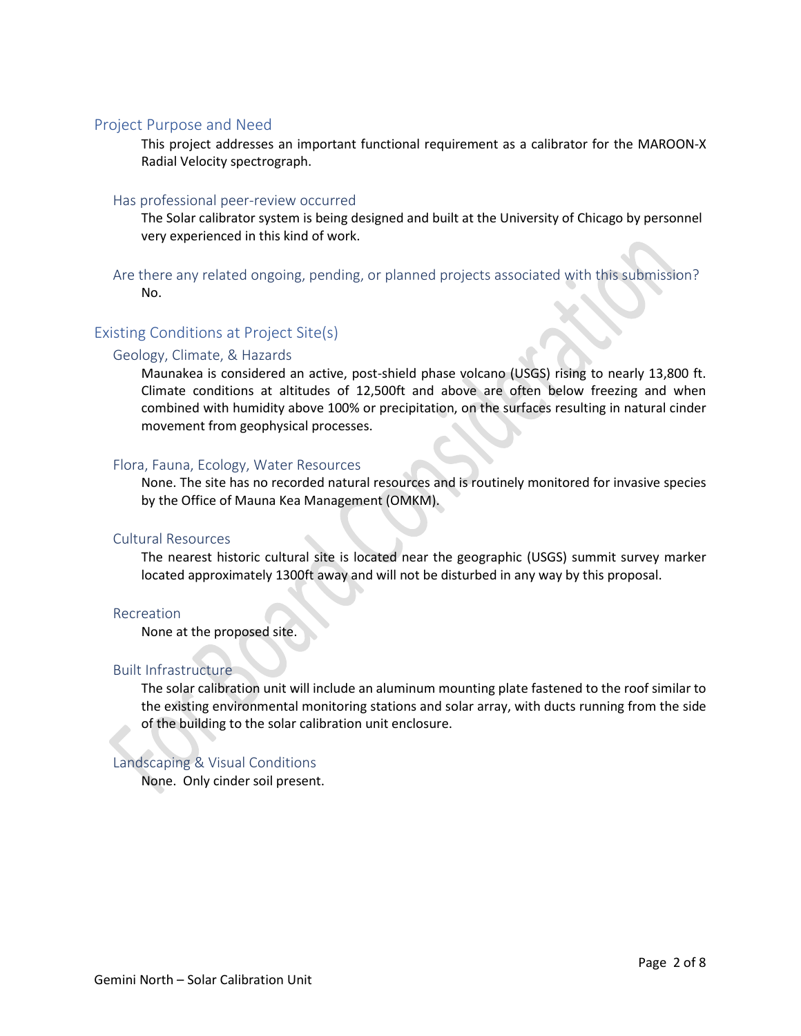## Project Purpose and Need

This project addresses an important functional requirement as a calibrator for the MAROON-X Radial Velocity spectrograph.

### Has professional peer-review occurred

The Solar calibrator system is being designed and built at the University of Chicago by personnel very experienced in this kind of work.

### Are there any related ongoing, pending, or planned projects associated with this submission?

No.

## Existing Conditions at Project Site(s)

### Geology, Climate, & Hazards

Maunakea is considered an active, post-shield phase volcano (USGS) rising to nearly 13,800 ft. Climate conditions at altitudes of 12,500ft and above are often below freezing and when combined with humidity above 100% or precipitation, on the surfaces resulting in natural cinder movement from geophysical processes.

### Flora, Fauna, Ecology, Water Resources

None. The site has no recorded natural resources and is routinely monitored for invasive species by the Office of Mauna Kea Management (OMKM).

### Cultural Resources

The nearest historic cultural site is located near the geographic (USGS) summit survey marker located approximately 1300ft away and will not be disturbed in any way by this proposal.

### Recreation

None at the proposed site.

### Built Infrastructure

The solar calibration unit will include an aluminum mounting plate fastened to the roof similar to the existing environmental monitoring stations and solar array, with ducts running from the side of the building to the solar calibration unit enclosure.

### Landscaping & Visual Conditions

None. Only cinder soil present.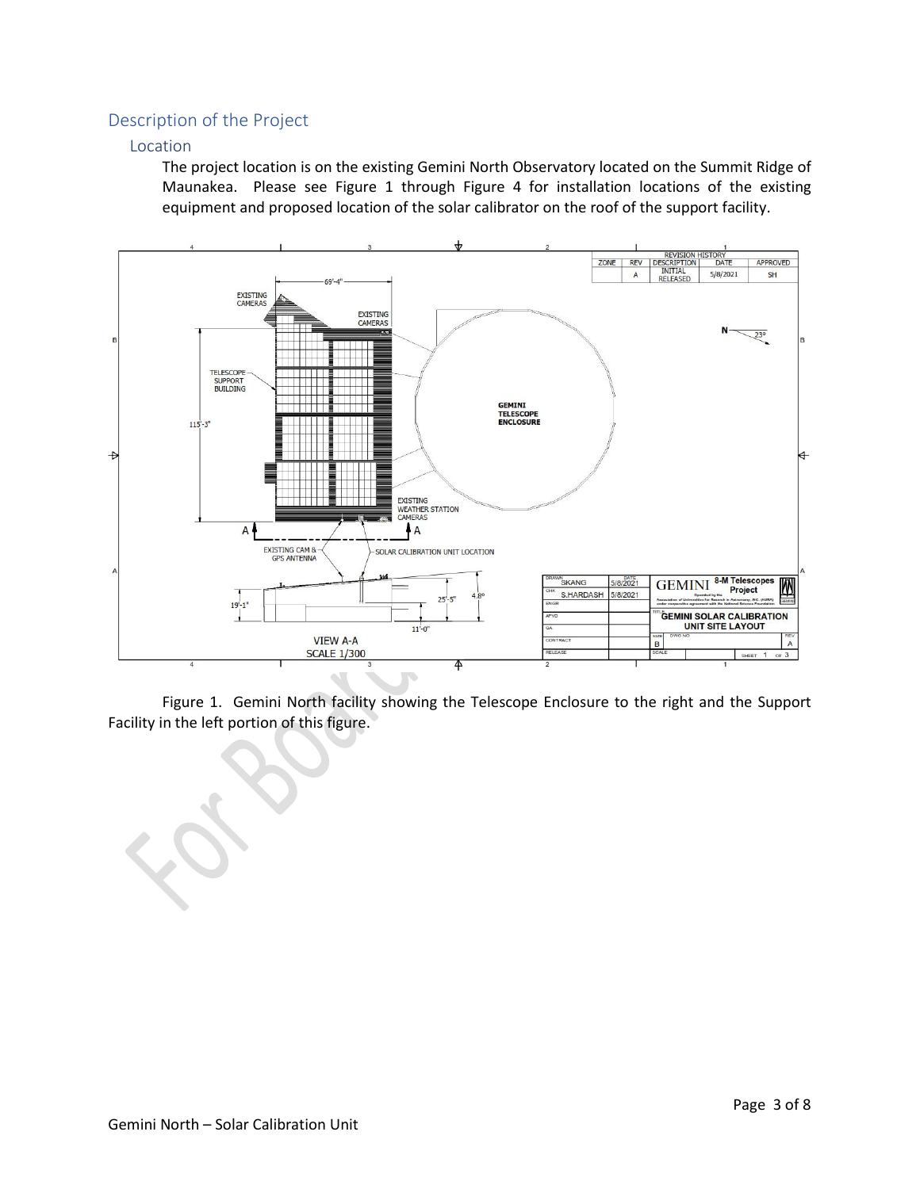## Description of the Project

### Location

The project location is on the existing Gemini North Observatory located on the Summit Ridge of Maunakea. Please see Figure 1 through Figure 4 for installation locations of the existing equipment and proposed location of the solar calibrator on the roof of the support facility.

Figure 1. Gemini North facility showing the Telescope Enclosure to the right and the Support Facility in the left portion of this figure.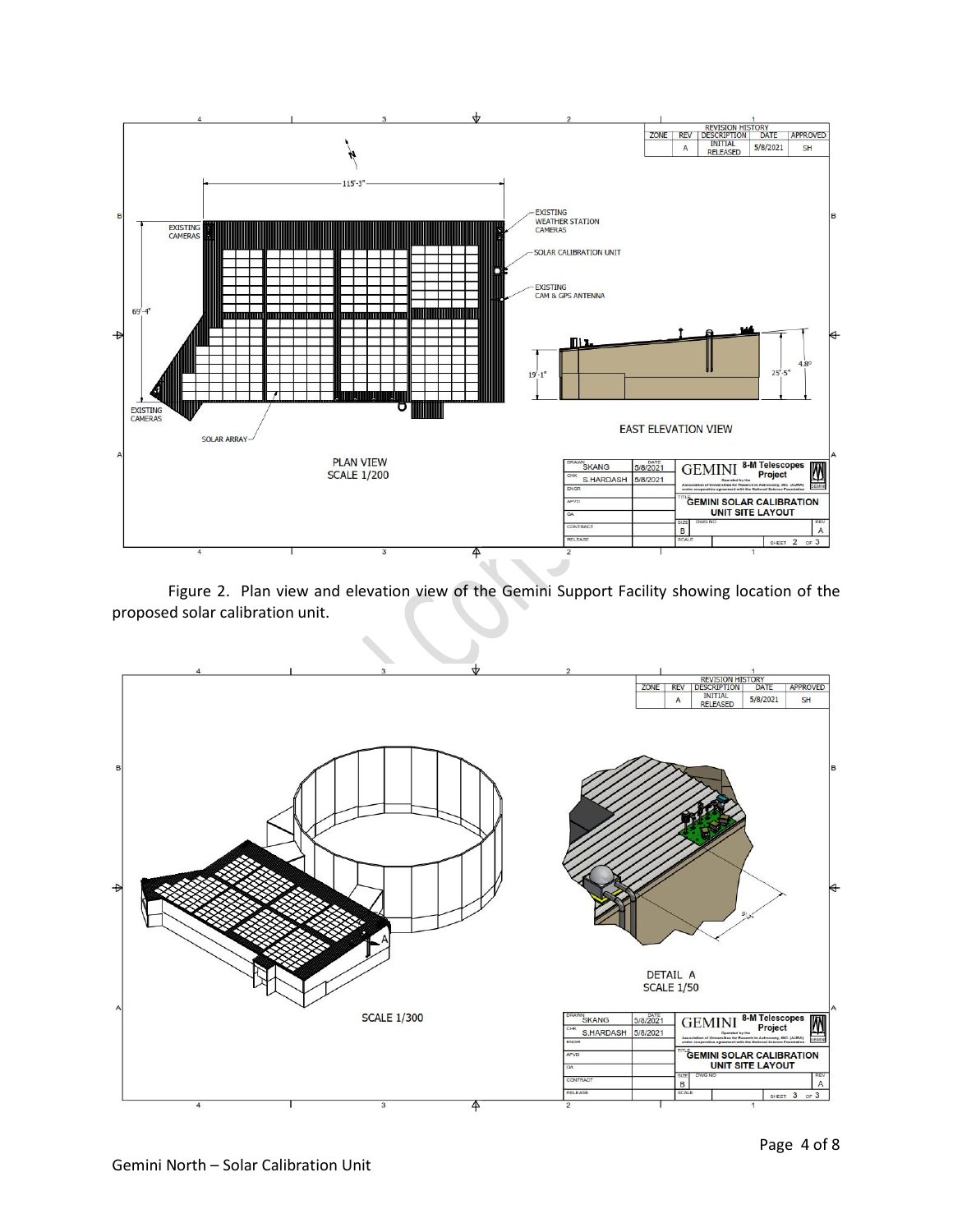Figure 2. Plan view and elevation view of the Gemini Support Facility showing location of the proposed solar calibration unit.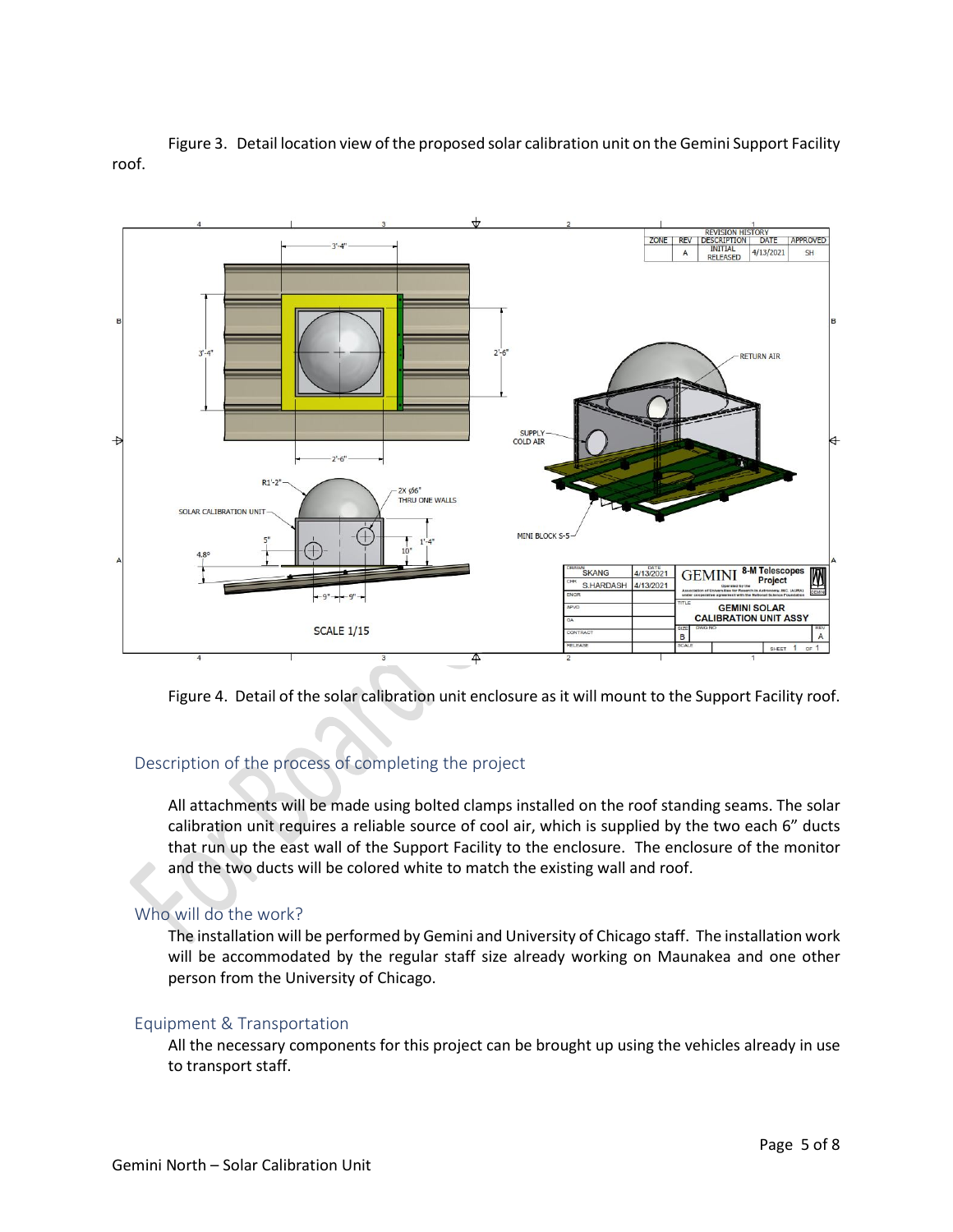Figure 3. Detail location view of the proposed solar calibration unit on the Gemini Support Facility roof.

Figure 4. Detail of the solar calibration unit enclosure as it will mount to the Support Facility roof.

## Description of the process of completing the project

All attachments will be made using bolted clamps installed on the roof standing seams. The solar calibration unit requires a reliable source of cool air, which is supplied by the two each 6" ducts that run up the east wall of the Support Facility to the enclosure. The enclosure of the monitor and the two ducts will be colored white to match the existing wall and roof.

## Who will do the work?

The installation will be performed by Gemini and University of Chicago staff. The installation work will be accommodated by the regular staff size already working on Maunakea and one other person from the University of Chicago.

## Equipment & Transportation

All the necessary components for this project can be brought up using the vehicles already in use to transport staff.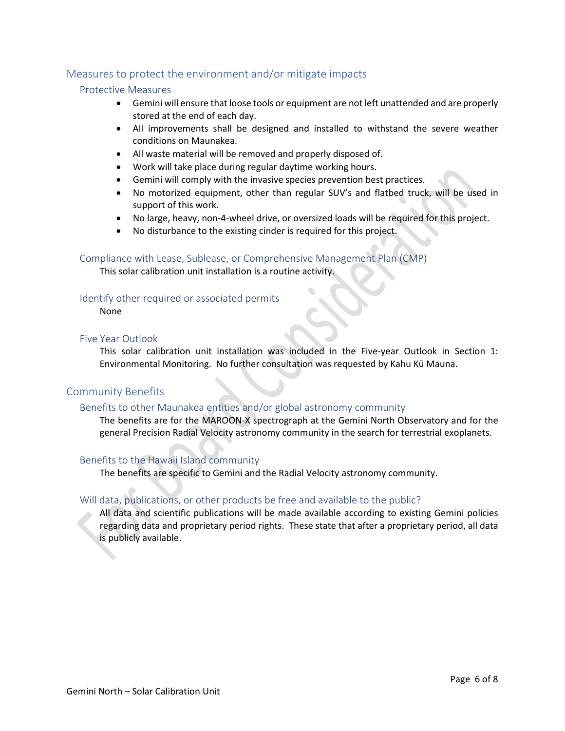## Measures to protect the environment and/or mitigate impacts

### Protective Measures

- Gemini will ensure that loose tools or equipment are not left unattended and are properly stored at the end of each day.
- All improvements shall be designed and installed to withstand the severe weather conditions on Maunakea.
- All waste material will be removed and properly disposed of.
- Work will take place during regular daytime working hours.
- Gemini will comply with the invasive species prevention best practices.
- No motorized equipment, other than regular SUV's and flatbed truck, will be used in support of this work.
- No large, heavy, non-4-wheel drive, or oversized loads will be required for this project.
- No disturbance to the existing cinder is required for this project.

### Compliance with Lease, Sublease, or Comprehensive Management Plan (CMP)

This solar calibration unit installation is a routine activity.

### Identify other required or associated permits

None

### Five Year Outlook

This solar calibration unit installation was included in the Five-year Outlook in Section 1: Environmental Monitoring. No further consultation was requested by Kahu Kū Mauna.

## Community Benefits

### Benefits to other Maunakea entities and/or global astronomy community

The benefits are for the MAROON-X spectrograph at the Gemini North Observatory and for the general Precision Radial Velocity astronomy community in the search for terrestrial exoplanets.

### Benefits to the Hawaii Island community

The benefits are specific to Gemini and the Radial Velocity astronomy community.

### Will data, publications, or other products be free and available to the public?

All data and scientific publications will be made available according to existing Gemini policies regarding data and proprietary period rights. These state that after a proprietary period, all data is publicly available.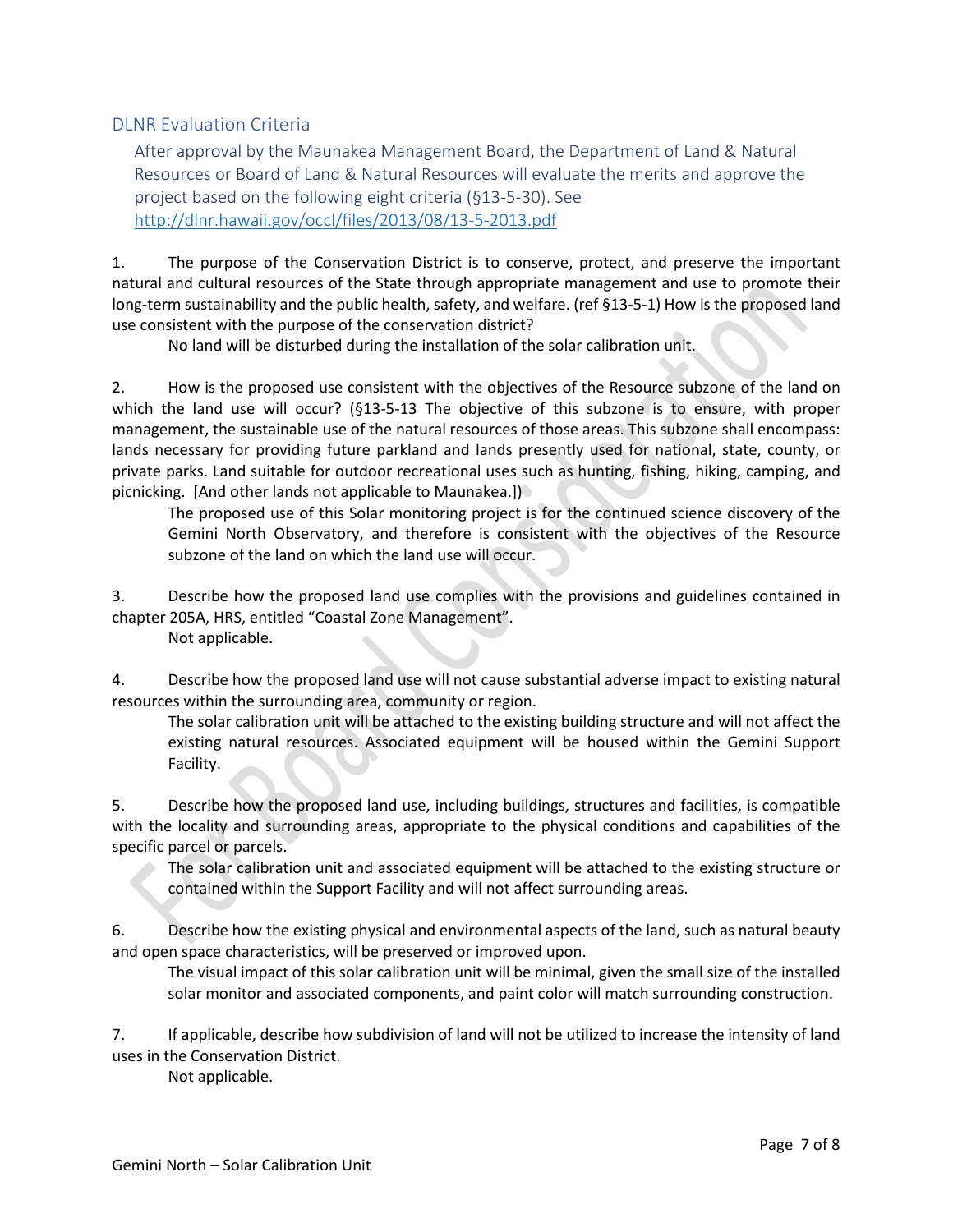## DLNR Evaluation Criteria

After approval by the Maunakea Management Board, the Department of Land & Natural Resources or Board of Land & Natural Resources will evaluate the merits and approve the project based on the following eight criteria (§13-5-30). See http://dlnr.hawaii.gov/occl/files/2013/08/13-5-2013.pdf

1. The purpose of the Conservation District is to conserve, protect, and preserve the important natural and cultural resources of the State through appropriate management and use to promote their long-term sustainability and the public health, safety, and welfare. (ref §13-5-1) How is the proposed land use consistent with the purpose of the conservation district?

   No land will be disturbed during the installation of the solar calibration unit.

2. How is the proposed use consistent with the objectives of the Resource subzone of the land on which the land use will occur? (§13-5-13 The objective of this subzone is to ensure, with proper management, the sustainable use of the natural resources of those areas. This subzone shall encompass: lands necessary for providing future parkland and lands presently used for national, state, county, or private parks. Land suitable for outdoor recreational uses such as hunting, fishing, hiking, camping, and picnicking. [And other lands not applicable to Maunakea.])

   The proposed use of this Solar monitoring project is for the continued science discovery of the Gemini North Observatory, and therefore is consistent with the objectives of the Resource subzone of the land on which the land use will occur.

3. Describe how the proposed land use complies with the provisions and guidelines contained in chapter 205A, HRS, entitled "Coastal Zone Management".

   Not applicable.

4. Describe how the proposed land use will not cause substantial adverse impact to existing natural resources within the surrounding area, community or region.

   The solar calibration unit will be attached to the existing building structure and will not affect the existing natural resources. Associated equipment will be housed within the Gemini Support Facility.

5. Describe how the proposed land use, including buildings, structures and facilities, is compatible with the locality and surrounding areas, appropriate to the physical conditions and capabilities of the specific parcel or parcels.

   The solar calibration unit and associated equipment will be attached to the existing structure or contained within the Support Facility and will not affect surrounding areas.

6. Describe how the existing physical and environmental aspects of the land, such as natural beauty and open space characteristics, will be preserved or improved upon.

   The visual impact of this solar calibration unit will be minimal, given the small size of the installed solar monitor and associated components, and paint color will match surrounding construction.

7. If applicable, describe how subdivision of land will not be utilized to increase the intensity of land uses in the Conservation District.

   Not applicable.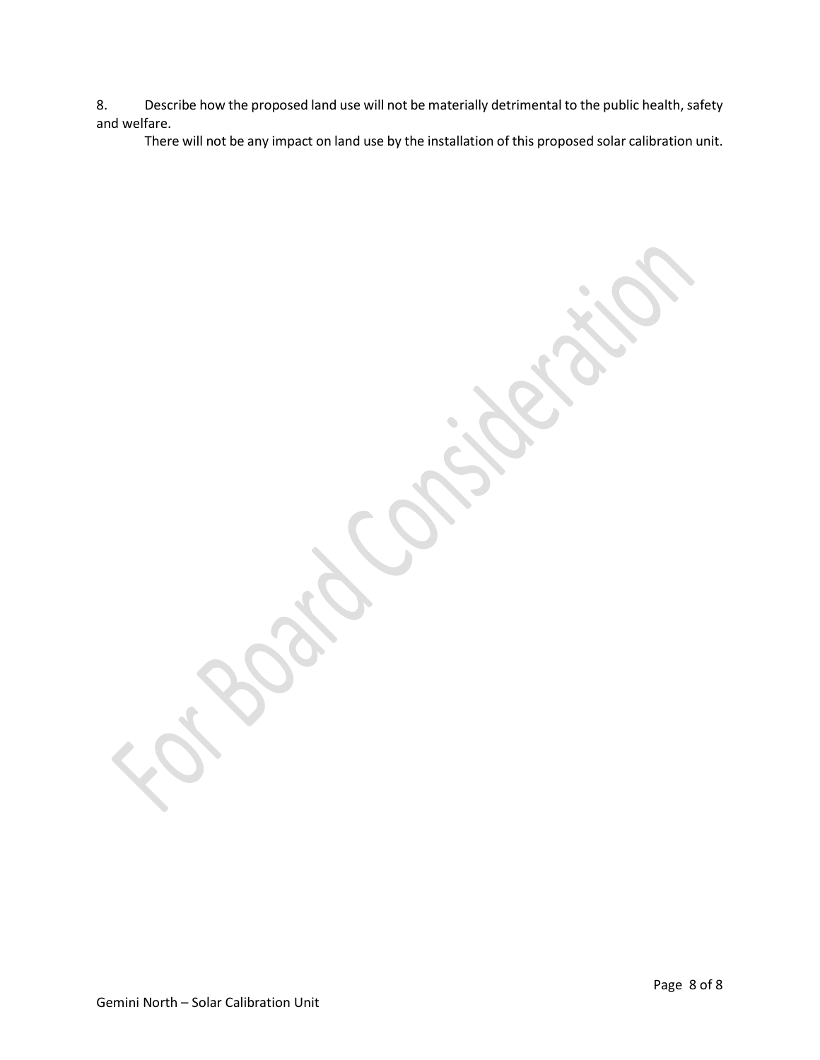8. Describe how the proposed land use will not be materially detrimental to the public health, safety and welfare.

There will not be any impact on land use by the installation of this proposed solar calibration unit.